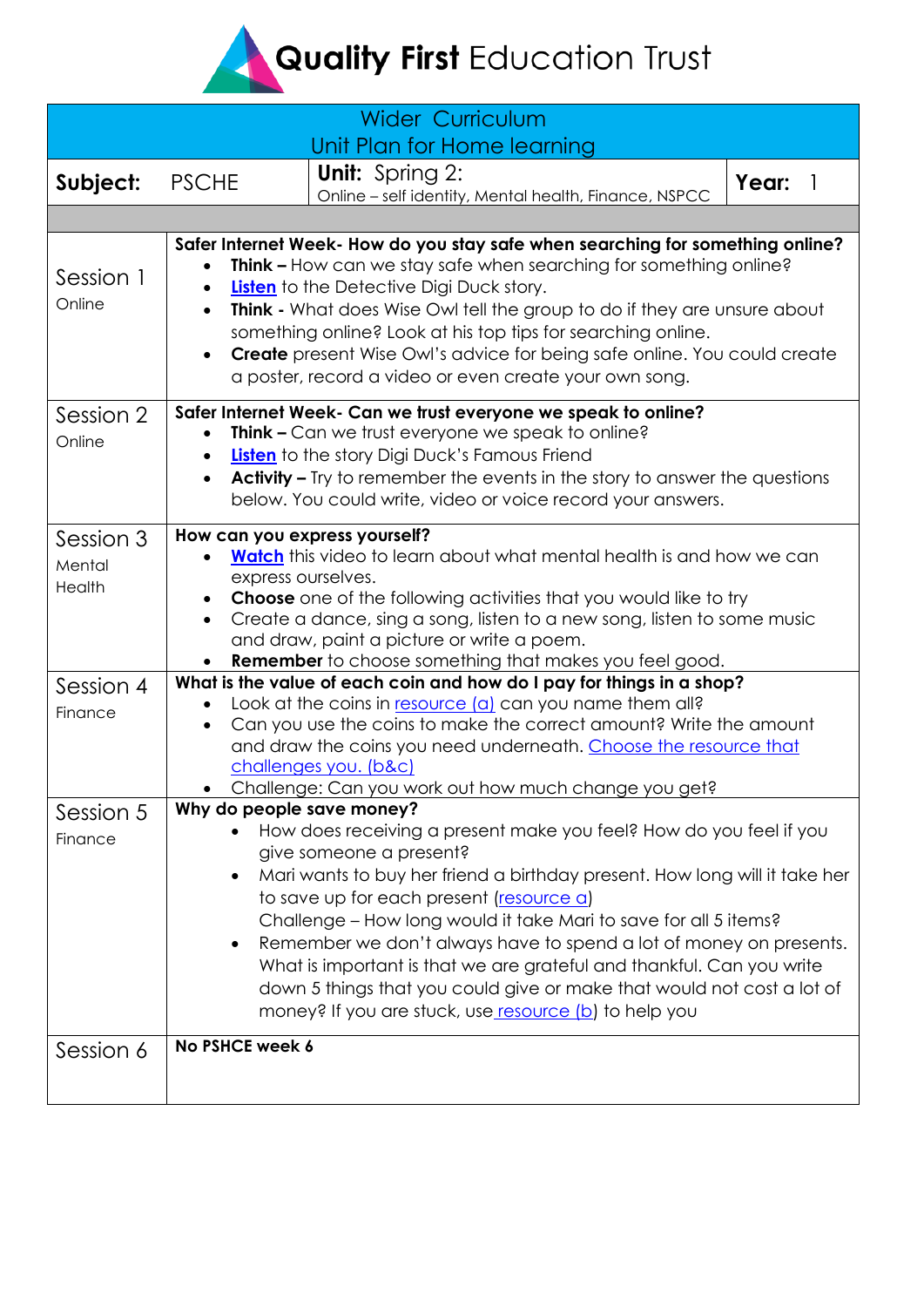# **Quality First** Education Trust

| Wider Curriculum<br>Unit Plan for Home learning | | | |
|---|---|---|---|
| **Subject:** PSCHE | **Unit:** Spring 2:<br>Online – self identity, Mental health, Finance, NSPCC | | **Year:** 1 |
| Session 1<br>Online | **Safer Internet Week- How do you stay safe when searching for something online?**<br>• **Think –** How can we stay safe when searching for something online?<br>• **Listen** to the Detective Digi Duck story.<br>• **Think -** What does Wise Owl tell the group to do if they are unsure about something online? Look at his top tips for searching online.<br>• **Create** present Wise Owl's advice for being safe online. You could create a poster, record a video or even create your own song. | | |
| Session 2<br>Online | **Safer Internet Week- Can we trust everyone we speak to online?**<br>• **Think –** Can we trust everyone we speak to online?<br>• **Listen** to the story Digi Duck's Famous Friend<br>• **Activity –** Try to remember the events in the story to answer the questions below. You could write, video or voice record your answers. | | |
| Session 3<br>Mental Health | **How can you express yourself?**<br>• **Watch** this video to learn about what mental health is and how we can express ourselves.<br>• **Choose** one of the following activities that you would like to try<br>• Create a dance, sing a song, listen to a new song, listen to some music and draw, paint a picture or write a poem.<br>• **Remember** to choose something that makes you feel good. | | |
| Session 4<br>Finance | **What is the value of each coin and how do I pay for things in a shop?**<br>• Look at the coins in resource (a) can you name them all?<br>• Can you use the coins to make the correct amount? Write the amount and draw the coins you need underneath. Choose the resource that challenges you. (b&c)<br>• Challenge: Can you work out how much change you get? | | |
| Session 5<br>Finance | **Why do people save money?**<br>• How does receiving a present make you feel? How do you feel if you give someone a present?<br>• Mari wants to buy her friend a birthday present. How long will it take her to save up for each present (resource a)<br>Challenge – How long would it take Mari to save for all 5 items?<br>• Remember we don't always have to spend a lot of money on presents. What is important is that we are grateful and thankful. Can you write down 5 things that you could give or make that would not cost a lot of money? If you are stuck, use resource (b) to help you | | |
| Session 6 | **No PSHCE week 6** | | |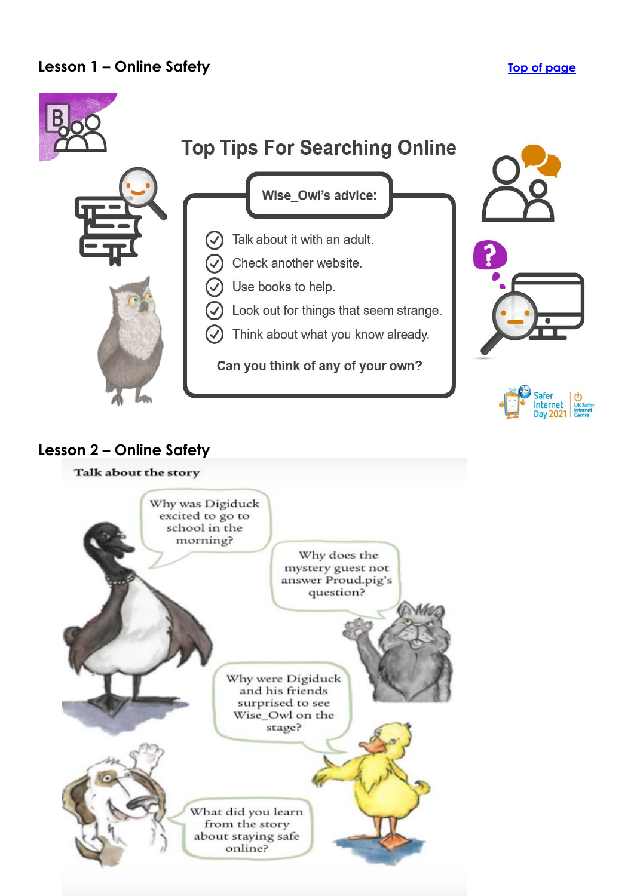## Lesson 1 – Online Safety

Top of page

### Top Tips For Searching Online

**Wise_Owl's advice:**

- Talk about it with an adult.
- Check another website.
- Use books to help.
- Look out for things that seem strange.
- Think about what you know already.

**Can you think of any of your own?**

Safer Internet Day 2021 | UK Safer Internet Centre

## Lesson 2 – Online Safety

**Talk about the story**

Why was Digiduck excited to go to school in the morning?

Why does the mystery guest not answer Proud.pig's question?

Why were Digiduck and his friends surprised to see Wise_Owl on the stage?

What did you learn from the story about staying safe online?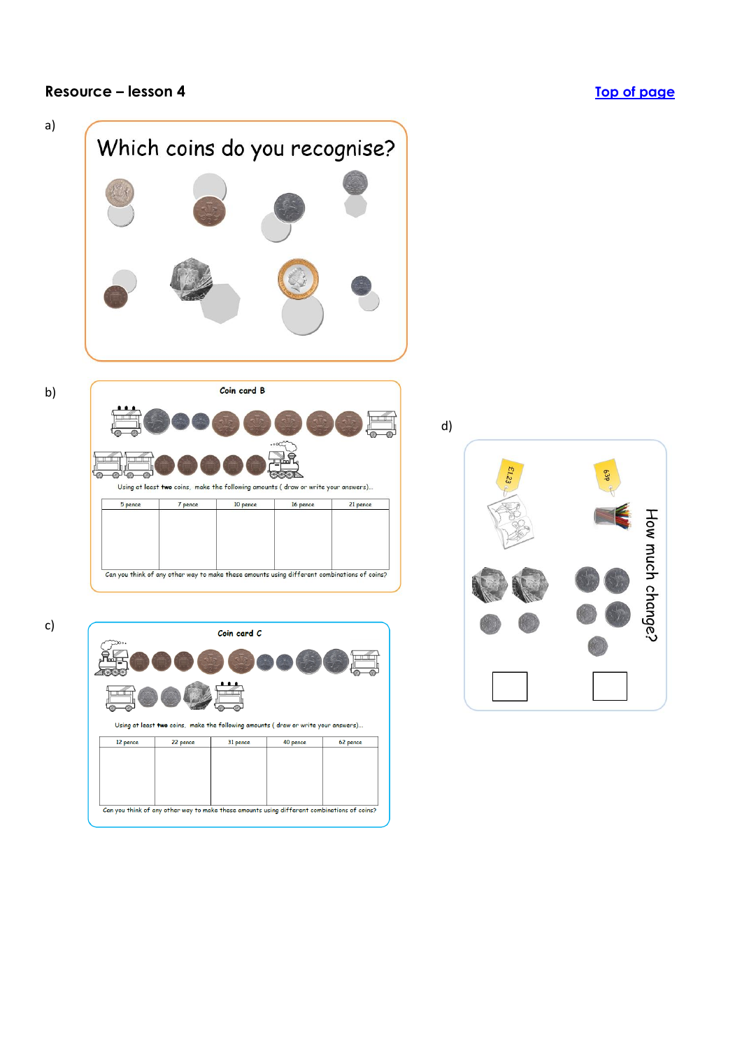## Resource – lesson 4

[Top of page]

a)

Which coins do you recognise?

b)

Coin card B

Using at least **two** coins, make the following amounts ( draw or write your answers)…

| 5 pence | 7 pence | 10 pence | 16 pence | 21 pence |
|---|---|---|---|---|
| | | | | |

Can you think of any other way to make these amounts using different combinations of coins?

c)

Coin card C

Using at least **two** coins, make the following amounts ( draw or write your answers)…

| 12 pence | 22 pence | 31 pence | 40 pence | 62 pence |
|---|---|---|---|---|
| | | | | |

Can you think of any other way to make these amounts using different combinations of coins?

d)

£1.23

63p

How much change?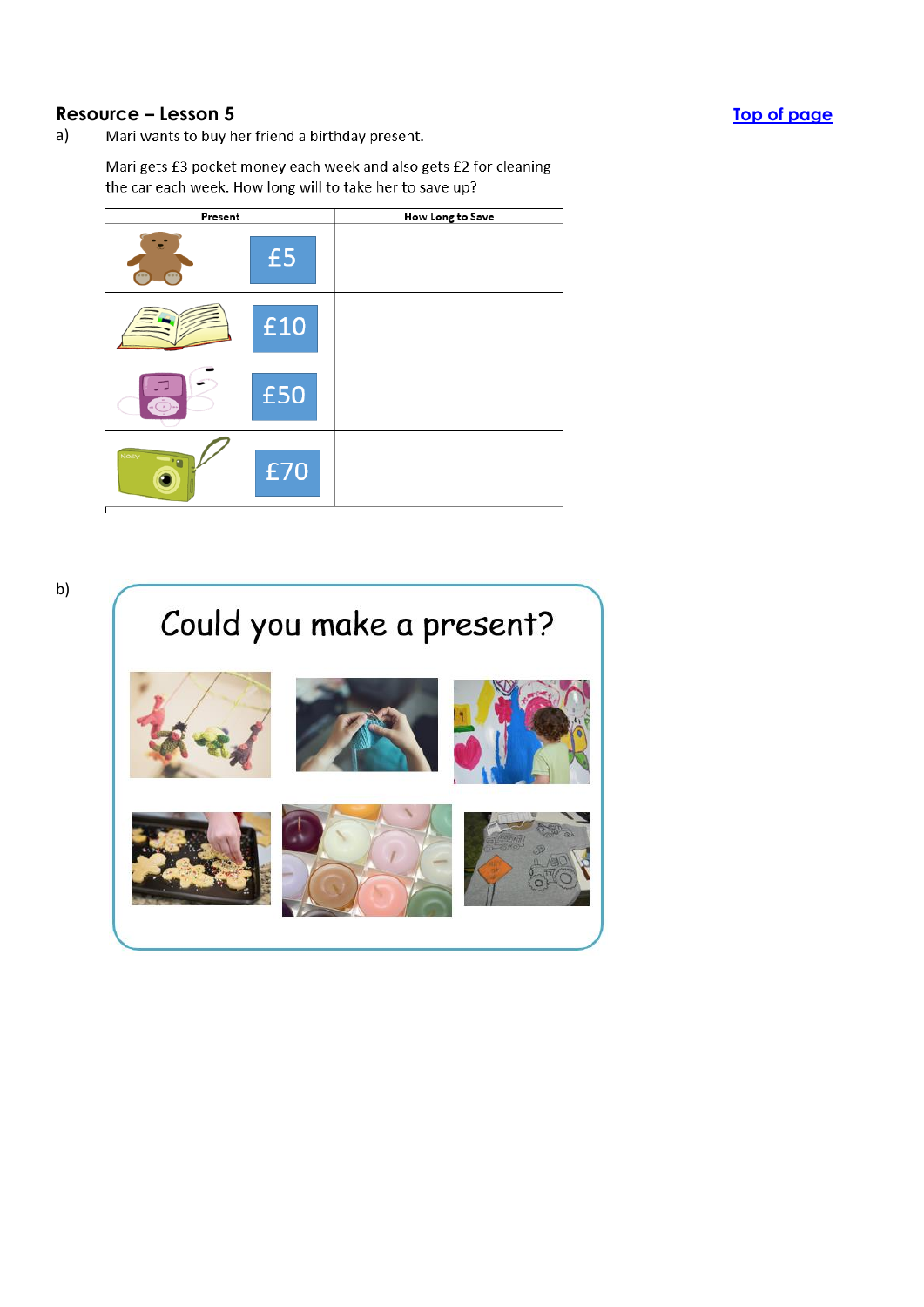## Resource – Lesson 5

[Top of page]

a) Mari wants to buy her friend a birthday present.

Mari gets £3 pocket money each week and also gets £2 for cleaning the car each week. How long will to take her to save up?

| Present | How Long to Save |
|---|---|
| £5 | |
| £10 | |
| £50 | |
| £70 | |

b)

Could you make a present?